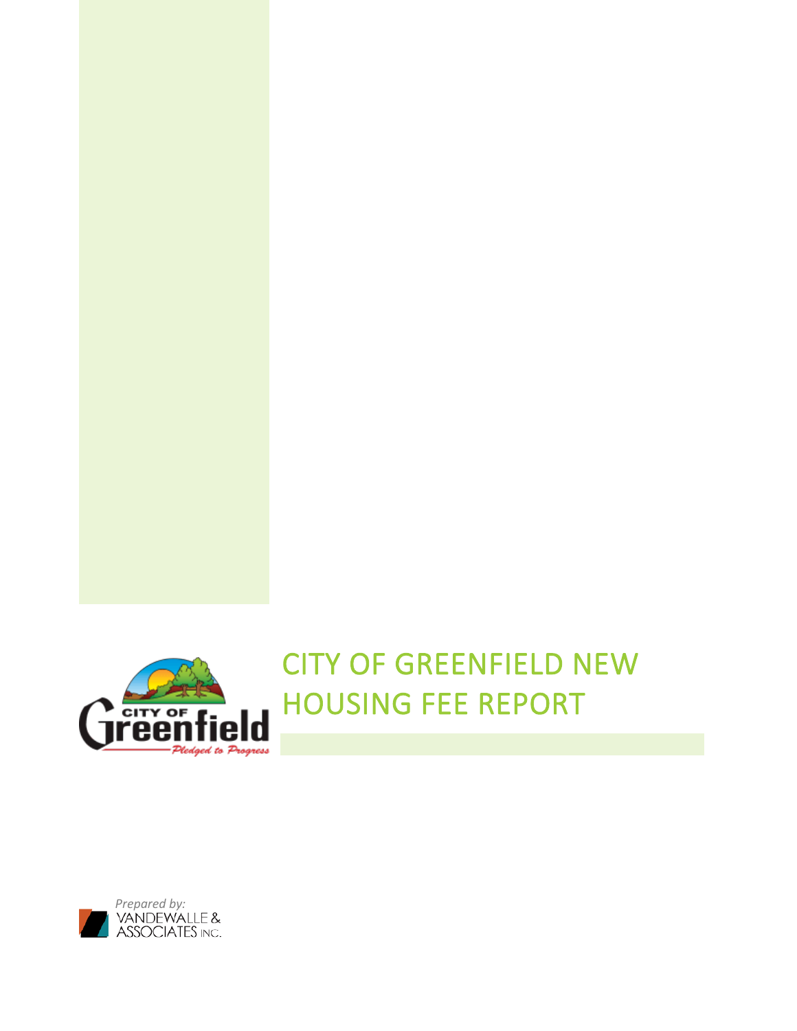# CITY OF GREENFIELD NEW HOUSING FEE REPORT

*Prepared by:*
VANDEWALLE & ASSOCIATES INC.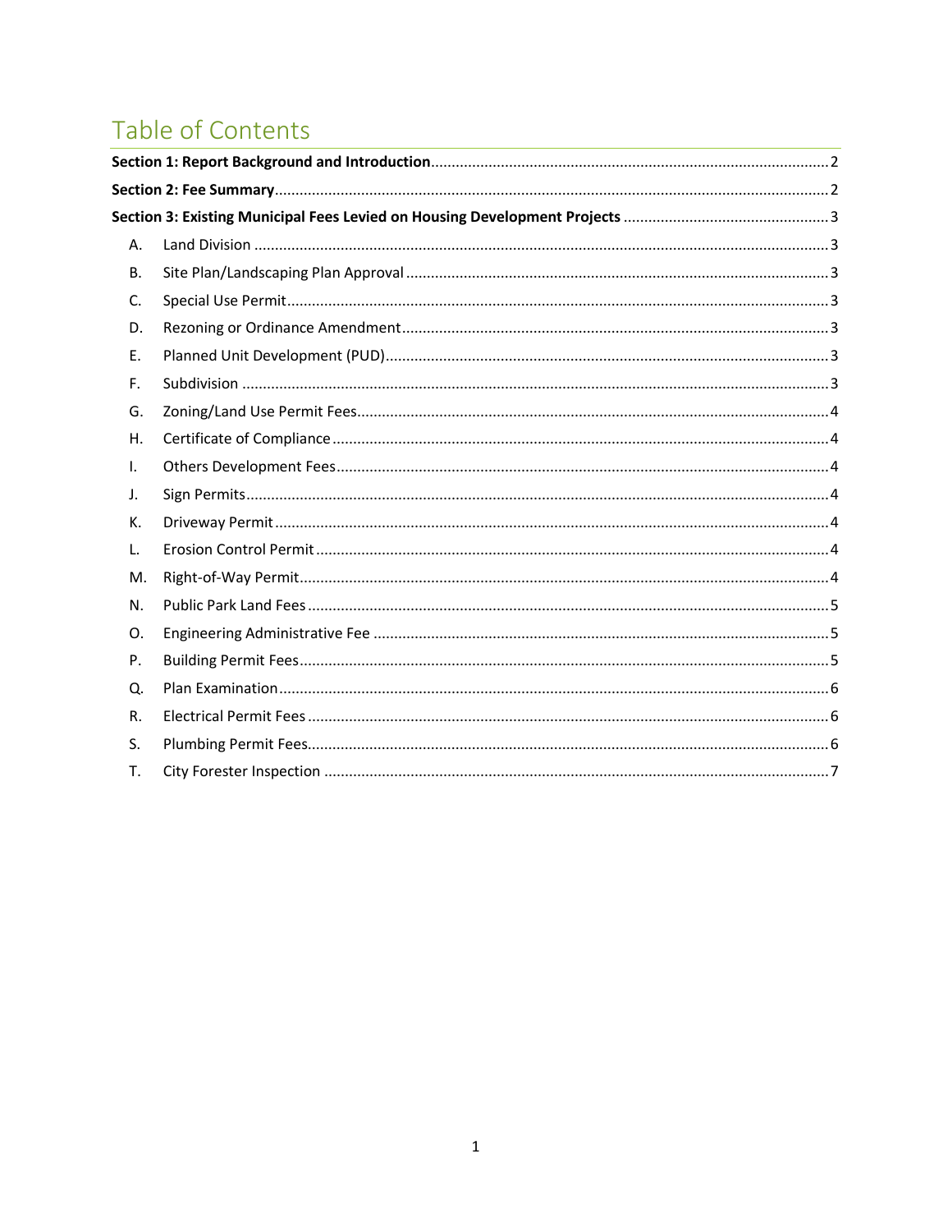# Table of Contents

**Section 1: Report Background and Introduction** ..... 2

**Section 2: Fee Summary** ..... 2

**Section 3: Existing Municipal Fees Levied on Housing Development Projects** ..... 3

- A. Land Division ..... 3
- B. Site Plan/Landscaping Plan Approval ..... 3
- C. Special Use Permit ..... 3
- D. Rezoning or Ordinance Amendment ..... 3
- E. Planned Unit Development (PUD) ..... 3
- F. Subdivision ..... 3
- G. Zoning/Land Use Permit Fees ..... 4
- H. Certificate of Compliance ..... 4
- I. Others Development Fees ..... 4
- J. Sign Permits ..... 4
- K. Driveway Permit ..... 4
- L. Erosion Control Permit ..... 4
- M. Right-of-Way Permit ..... 4
- N. Public Park Land Fees ..... 5
- O. Engineering Administrative Fee ..... 5
- P. Building Permit Fees ..... 5
- Q. Plan Examination ..... 6
- R. Electrical Permit Fees ..... 6
- S. Plumbing Permit Fees ..... 6
- T. City Forester Inspection ..... 7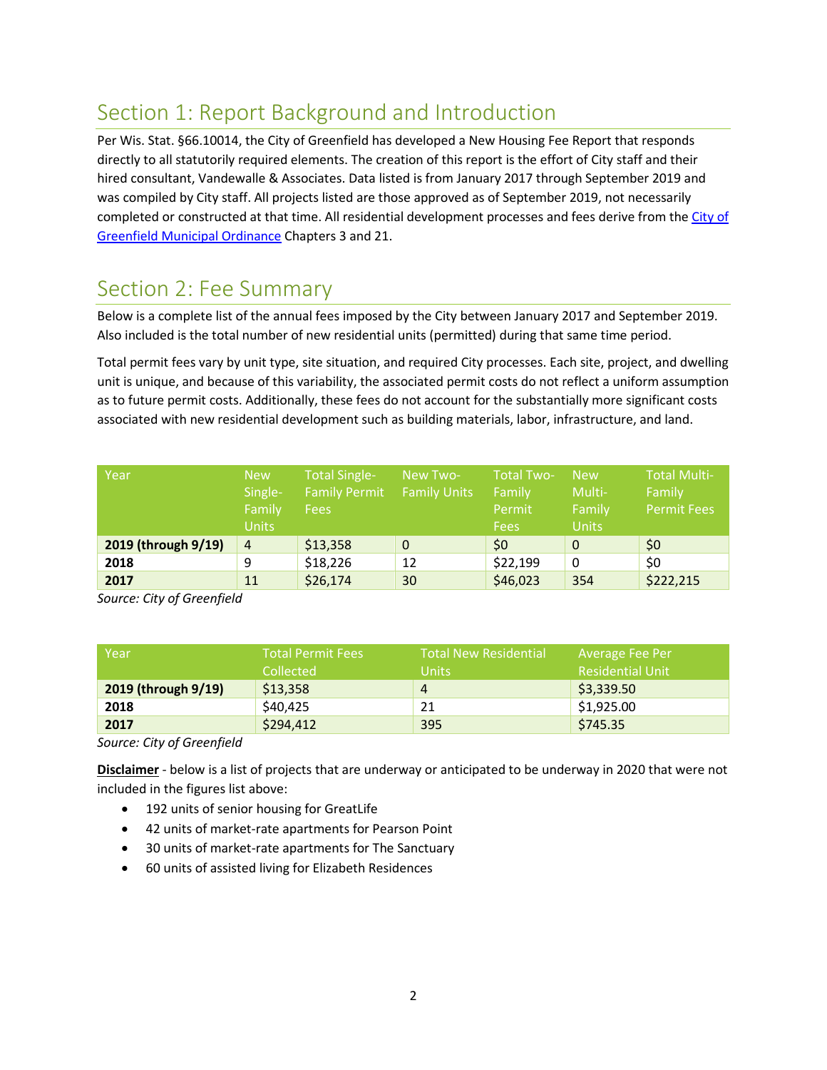## Section 1: Report Background and Introduction

Per Wis. Stat. §66.10014, the City of Greenfield has developed a New Housing Fee Report that responds directly to all statutorily required elements. The creation of this report is the effort of City staff and their hired consultant, Vandewalle & Associates. Data listed is from January 2017 through September 2019 and was compiled by City staff. All projects listed are those approved as of September 2019, not necessarily completed or constructed at that time. All residential development processes and fees derive from the City of Greenfield Municipal Ordinance Chapters 3 and 21.

## Section 2: Fee Summary

Below is a complete list of the annual fees imposed by the City between January 2017 and September 2019. Also included is the total number of new residential units (permitted) during that same time period.

Total permit fees vary by unit type, site situation, and required City processes. Each site, project, and dwelling unit is unique, and because of this variability, the associated permit costs do not reflect a uniform assumption as to future permit costs. Additionally, these fees do not account for the substantially more significant costs associated with new residential development such as building materials, labor, infrastructure, and land.

| Year | New Single-Family Units | Total Single-Family Permit Fees | New Two-Family Units | Total Two-Family Permit Fees | New Multi-Family Units | Total Multi-Family Permit Fees |
|---|---|---|---|---|---|---|
| **2019 (through 9/19)** | 4 | $13,358 | 0 | $0 | 0 | $0 |
| **2018** | 9 | $18,226 | 12 | $22,199 | 0 | $0 |
| **2017** | 11 | $26,174 | 30 | $46,023 | 354 | $222,215 |

*Source: City of Greenfield*

| Year | Total Permit Fees Collected | Total New Residential Units | Average Fee Per Residential Unit |
|---|---|---|---|
| **2019 (through 9/19)** | $13,358 | 4 | $3,339.50 |
| **2018** | $40,425 | 21 | $1,925.00 |
| **2017** | $294,412 | 395 | $745.35 |

*Source: City of Greenfield*

**Disclaimer** - below is a list of projects that are underway or anticipated to be underway in 2020 that were not included in the figures list above:

- 192 units of senior housing for GreatLife
- 42 units of market-rate apartments for Pearson Point
- 30 units of market-rate apartments for The Sanctuary
- 60 units of assisted living for Elizabeth Residences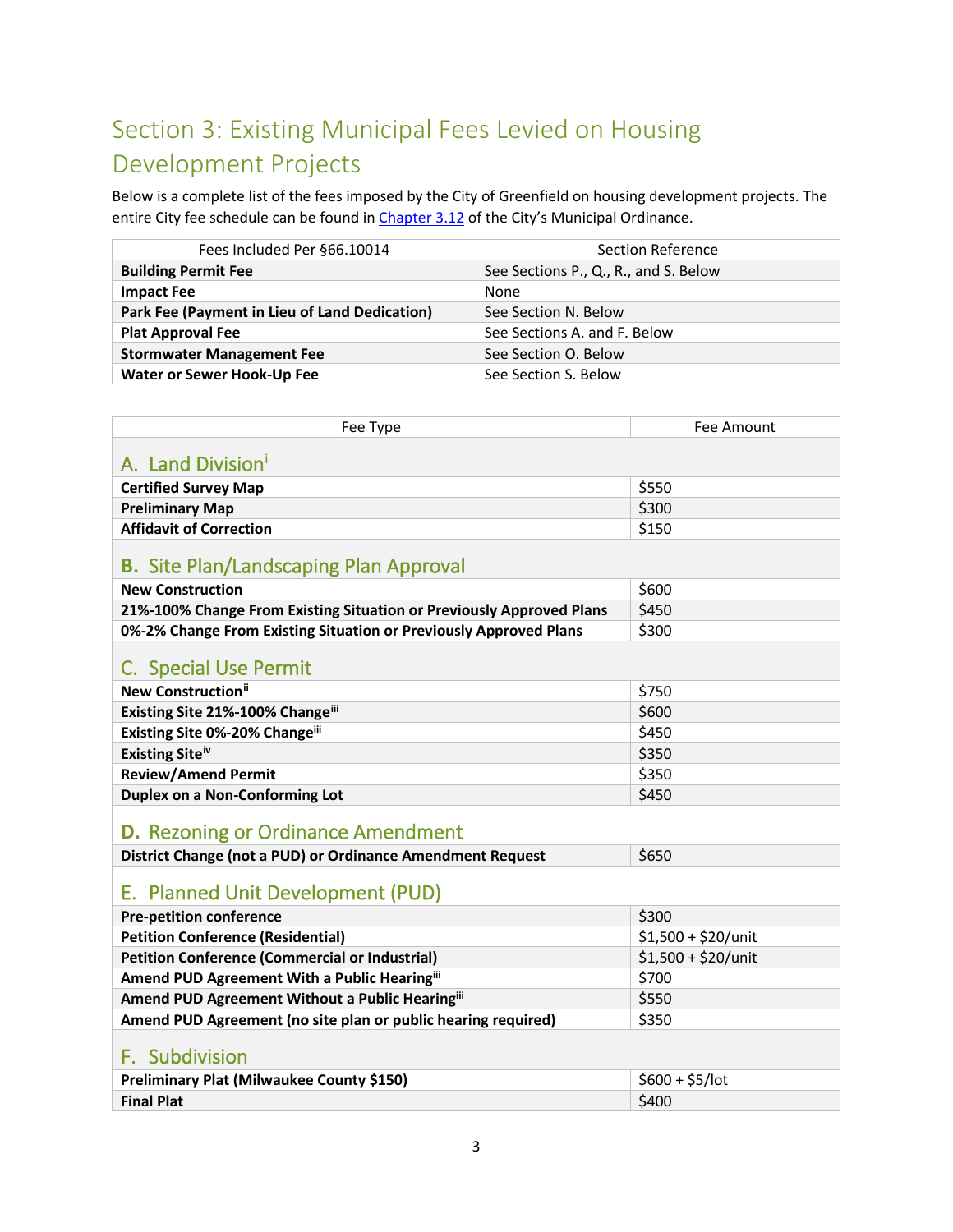## Section 3: Existing Municipal Fees Levied on Housing Development Projects

Below is a complete list of the fees imposed by the City of Greenfield on housing development projects. The entire City fee schedule can be found in Chapter 3.12 of the City's Municipal Ordinance.

| Fees Included Per §66.10014 | Section Reference |
|---|---|
| **Building Permit Fee** | See Sections P., Q., R., and S. Below |
| **Impact Fee** | None |
| **Park Fee (Payment in Lieu of Land Dedication)** | See Section N. Below |
| **Plat Approval Fee** | See Sections A. and F. Below |
| **Stormwater Management Fee** | See Section O. Below |
| **Water or Sewer Hook-Up Fee** | See Section S. Below |

| Fee Type | Fee Amount |
|---|---|
| **A. Land Division[i]** | |
| **Certified Survey Map** | $550 |
| **Preliminary Map** | $300 |
| **Affidavit of Correction** | $150 |
| **B. Site Plan/Landscaping Plan Approval** | |
| **New Construction** | $600 |
| **21%-100% Change From Existing Situation or Previously Approved Plans** | $450 |
| **0%-2% Change From Existing Situation or Previously Approved Plans** | $300 |
| **C. Special Use Permit** | |
| **New Construction[ii]** | $750 |
| **Existing Site 21%-100% Change[iii]** | $600 |
| **Existing Site 0%-20% Change[iii]** | $450 |
| **Existing Site[iv]** | $350 |
| **Review/Amend Permit** | $350 |
| **Duplex on a Non-Conforming Lot** | $450 |
| **D. Rezoning or Ordinance Amendment** | |
| **District Change (not a PUD) or Ordinance Amendment Request** | $650 |
| **E. Planned Unit Development (PUD)** | |
| **Pre-petition conference** | $300 |
| **Petition Conference (Residential)** | $1,500 + $20/unit |
| **Petition Conference (Commercial or Industrial)** | $1,500 + $20/unit |
| **Amend PUD Agreement With a Public Hearing[iii]** | $700 |
| **Amend PUD Agreement Without a Public Hearing[iii]** | $550 |
| **Amend PUD Agreement (no site plan or public hearing required)** | $350 |
| **F. Subdivision** | |
| **Preliminary Plat (Milwaukee County $150)** | $600 + $5/lot |
| **Final Plat** | $400 |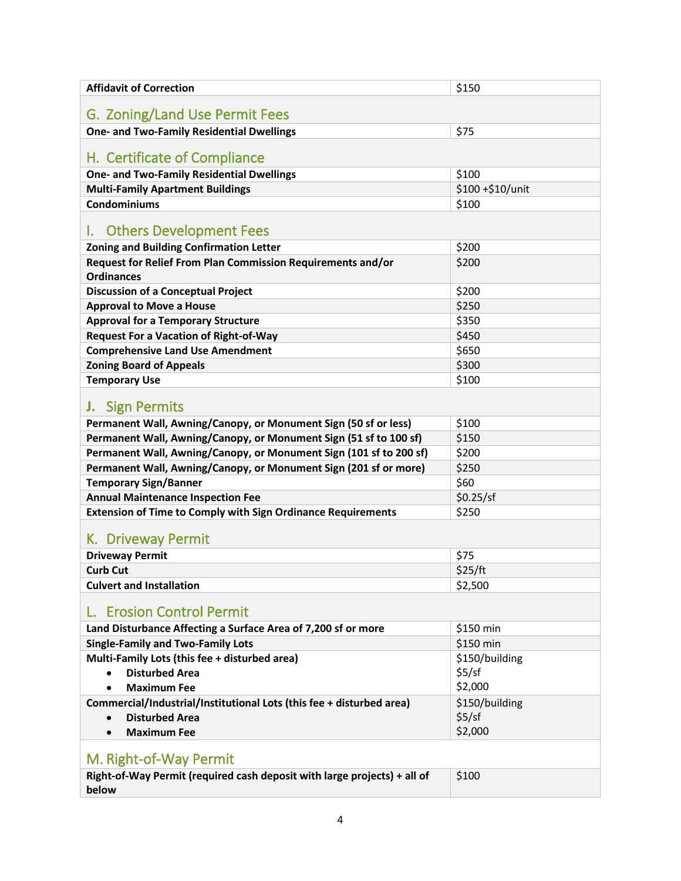| | |
|---|---|
| **Affidavit of Correction** | $150 |

## G. Zoning/Land Use Permit Fees

| | |
|---|---|
| **One- and Two-Family Residential Dwellings** | $75 |

## H. Certificate of Compliance

| | |
|---|---|
| **One- and Two-Family Residential Dwellings** | $100 |
| **Multi-Family Apartment Buildings** | $100 +$10/unit |
| **Condominiums** | $100 |

## I. Others Development Fees

| | |
|---|---|
| **Zoning and Building Confirmation Letter** | $200 |
| **Request for Relief From Plan Commission Requirements and/or Ordinances** | $200 |
| **Discussion of a Conceptual Project** | $200 |
| **Approval to Move a House** | $250 |
| **Approval for a Temporary Structure** | $350 |
| **Request For a Vacation of Right-of-Way** | $450 |
| **Comprehensive Land Use Amendment** | $650 |
| **Zoning Board of Appeals** | $300 |
| **Temporary Use** | $100 |

## J. Sign Permits

| | |
|---|---|
| **Permanent Wall, Awning/Canopy, or Monument Sign (50 sf or less)** | $100 |
| **Permanent Wall, Awning/Canopy, or Monument Sign (51 sf to 100 sf)** | $150 |
| **Permanent Wall, Awning/Canopy, or Monument Sign (101 sf to 200 sf)** | $200 |
| **Permanent Wall, Awning/Canopy, or Monument Sign (201 sf or more)** | $250 |
| **Temporary Sign/Banner** | $60 |
| **Annual Maintenance Inspection Fee** | $0.25/sf |
| **Extension of Time to Comply with Sign Ordinance Requirements** | $250 |

## K. Driveway Permit

| | |
|---|---|
| **Driveway Permit** | $75 |
| **Curb Cut** | $25/ft |
| **Culvert and Installation** | $2,500 |

## L. Erosion Control Permit

| | |
|---|---|
| **Land Disturbance Affecting a Surface Area of 7,200 sf or more** | $150 min |
| **Single-Family and Two-Family Lots** | $150 min |
| **Multi-Family Lots (this fee + disturbed area)**<br>• **Disturbed Area**<br>• **Maximum Fee** | $150/building<br>$5/sf<br>$2,000 |
| **Commercial/Industrial/Institutional Lots (this fee + disturbed area)**<br>• **Disturbed Area**<br>• **Maximum Fee** | $150/building<br>$5/sf<br>$2,000 |

## M. Right-of-Way Permit

| | |
|---|---|
| **Right-of-Way Permit (required cash deposit with large projects) + all of below** | $100 |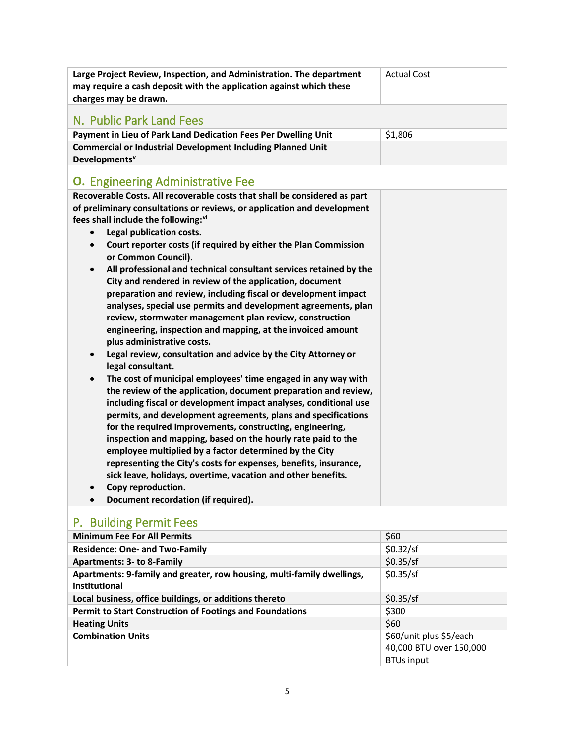| | |
|---|---|
| **Large Project Review, Inspection, and Administration. The department may require a cash deposit with the application against which these charges may be drawn.** | Actual Cost |

## N. Public Park Land Fees

| | |
|---|---|
| **Payment in Lieu of Park Land Dedication Fees Per Dwelling Unit** | $1,806 |
| **Commercial or Industrial Development Including Planned Unit Developments**[v] | |

## O. Engineering Administrative Fee

**Recoverable Costs. All recoverable costs that shall be considered as part of preliminary consultations or reviews, or application and development fees shall include the following:**[vi]

- **Legal publication costs.**
- **Court reporter costs (if required by either the Plan Commission or Common Council).**
- **All professional and technical consultant services retained by the City and rendered in review of the application, document preparation and review, including fiscal or development impact analyses, special use permits and development agreements, plan review, stormwater management plan review, construction engineering, inspection and mapping, at the invoiced amount plus administrative costs.**
- **Legal review, consultation and advice by the City Attorney or legal consultant.**
- **The cost of municipal employees' time engaged in any way with the review of the application, document preparation and review, including fiscal or development impact analyses, conditional use permits, and development agreements, plans and specifications for the required improvements, constructing, engineering, inspection and mapping, based on the hourly rate paid to the employee multiplied by a factor determined by the City representing the City's costs for expenses, benefits, insurance, sick leave, holidays, overtime, vacation and other benefits.**
- **Copy reproduction.**
- **Document recordation (if required).**

## P. Building Permit Fees

| | |
|---|---|
| **Minimum Fee For All Permits** | $60 |
| **Residence: One- and Two-Family** | $0.32/sf |
| **Apartments: 3- to 8-Family** | $0.35/sf |
| **Apartments: 9-family and greater, row housing, multi-family dwellings, institutional** | $0.35/sf |
| **Local business, office buildings, or additions thereto** | $0.35/sf |
| **Permit to Start Construction of Footings and Foundations** | $300 |
| **Heating Units** | $60 |
| **Combination Units** | $60/unit plus $5/each 40,000 BTU over 150,000 BTUs input |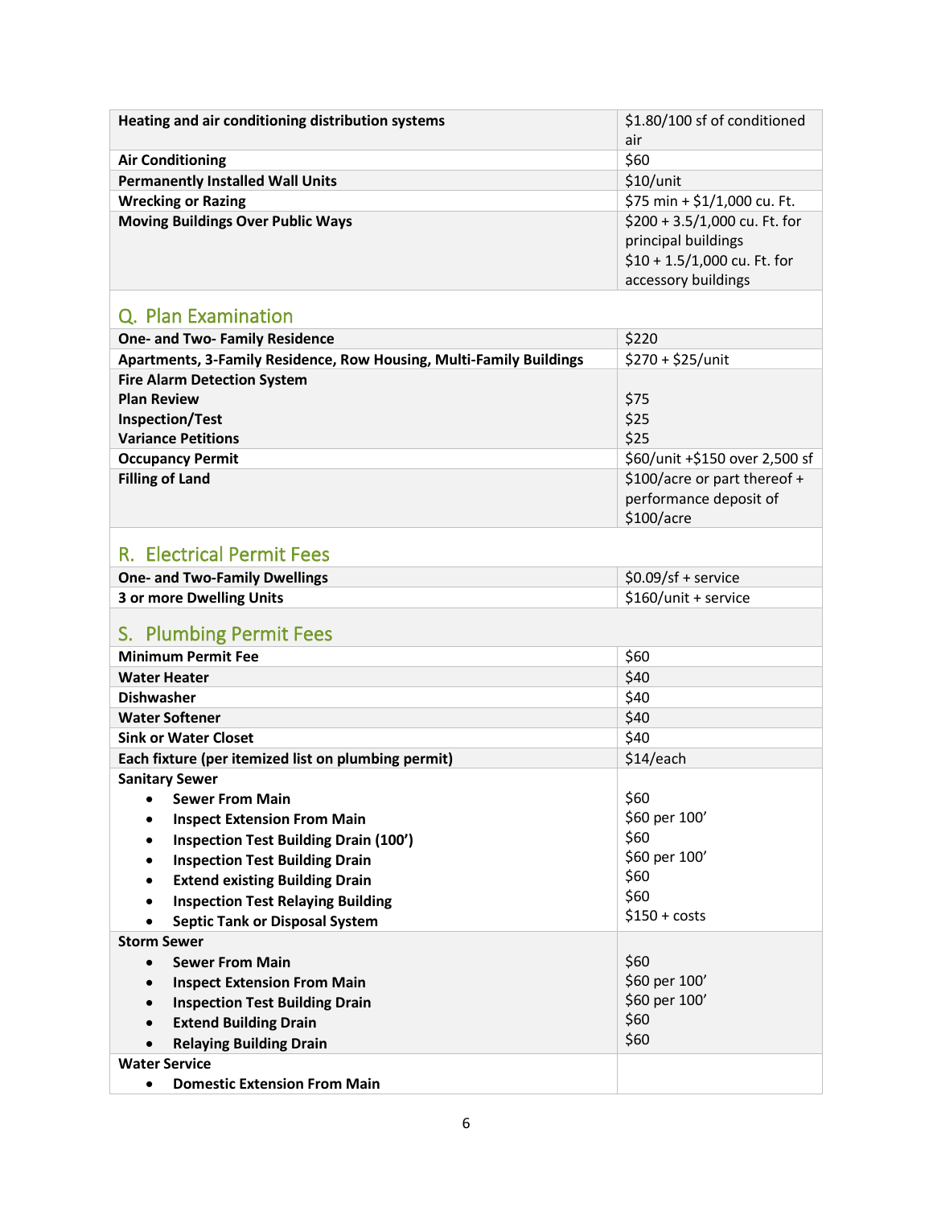| | |
|---|---|
| **Heating and air conditioning distribution systems** | $1.80/100 sf of conditioned air |
| **Air Conditioning** | $60 |
| **Permanently Installed Wall Units** | $10/unit |
| **Wrecking or Razing** | $75 min + $1/1,000 cu. Ft. |
| **Moving Buildings Over Public Ways** | $200 + 3.5/1,000 cu. Ft. for principal buildings<br>$10 + 1.5/1,000 cu. Ft. for accessory buildings |

## Q. Plan Examination

| | |
|---|---|
| **One- and Two- Family Residence** | $220 |
| **Apartments, 3-Family Residence, Row Housing, Multi-Family Buildings** | $270 + $25/unit |
| **Fire Alarm Detection System**<br>**Plan Review**<br>**Inspection/Test**<br>**Variance Petitions** | <br>$75<br>$25<br>$25 |
| **Occupancy Permit** | $60/unit +$150 over 2,500 sf |
| **Filling of Land** | $100/acre or part thereof + performance deposit of $100/acre |

## R. Electrical Permit Fees

| | |
|---|---|
| **One- and Two-Family Dwellings** | $0.09/sf + service |
| **3 or more Dwelling Units** | $160/unit + service |

## S. Plumbing Permit Fees

| | |
|---|---|
| **Minimum Permit Fee** | $60 |
| **Water Heater** | $40 |
| **Dishwasher** | $40 |
| **Water Softener** | $40 |
| **Sink or Water Closet** | $40 |
| **Each fixture (per itemized list on plumbing permit)** | $14/each |
| **Sanitary Sewer**<br>• **Sewer From Main**<br>• **Inspect Extension From Main**<br>• **Inspection Test Building Drain (100')**<br>• **Inspection Test Building Drain**<br>• **Extend existing Building Drain**<br>• **Inspection Test Relaying Building**<br>• **Septic Tank or Disposal System** | <br>$60<br>$60 per 100'<br>$60<br>$60 per 100'<br>$60<br>$60<br>$150 + costs |
| **Storm Sewer**<br>• **Sewer From Main**<br>• **Inspect Extension From Main**<br>• **Inspection Test Building Drain**<br>• **Extend Building Drain**<br>• **Relaying Building Drain** | <br>$60<br>$60 per 100'<br>$60 per 100'<br>$60<br>$60 |
| **Water Service**<br>• **Domestic Extension From Main** | |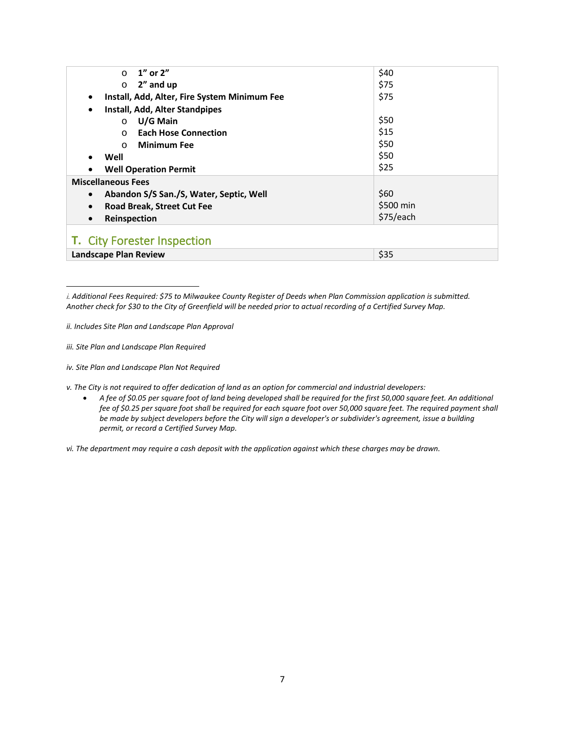| | |
|---|---|
| ○ **1" or 2"** | $40 |
| ○ **2" and up** | $75 |
| • **Install, Add, Alter, Fire System Minimum Fee** | $75 |
| • **Install, Add, Alter Standpipes** | |
| ○ **U/G Main** | $50 |
| ○ **Each Hose Connection** | $15 |
| ○ **Minimum Fee** | $50 |
| • **Well** | $50 |
| • **Well Operation Permit** | $25 |
| **Miscellaneous Fees** | |
| • **Abandon S/S San./S, Water, Septic, Well** | $60 |
| • **Road Break, Street Cut Fee** | $500 min |
| • **Reinspection** | $75/each |

## T. City Forester Inspection

| | |
|---|---|
| **Landscape Plan Review** | $35 |

---

*i. Additional Fees Required: $75 to Milwaukee County Register of Deeds when Plan Commission application is submitted. Another check for $30 to the City of Greenfield will be needed prior to actual recording of a Certified Survey Map.*

*ii. Includes Site Plan and Landscape Plan Approval*

*iii. Site Plan and Landscape Plan Required*

*iv. Site Plan and Landscape Plan Not Required*

*v. The City is not required to offer dedication of land as an option for commercial and industrial developers:*

- *A fee of $0.05 per square foot of land being developed shall be required for the first 50,000 square feet. An additional fee of $0.25 per square foot shall be required for each square foot over 50,000 square feet. The required payment shall be made by subject developers before the City will sign a developer's or subdivider's agreement, issue a building permit, or record a Certified Survey Map.*

*vi. The department may require a cash deposit with the application against which these charges may be drawn.*